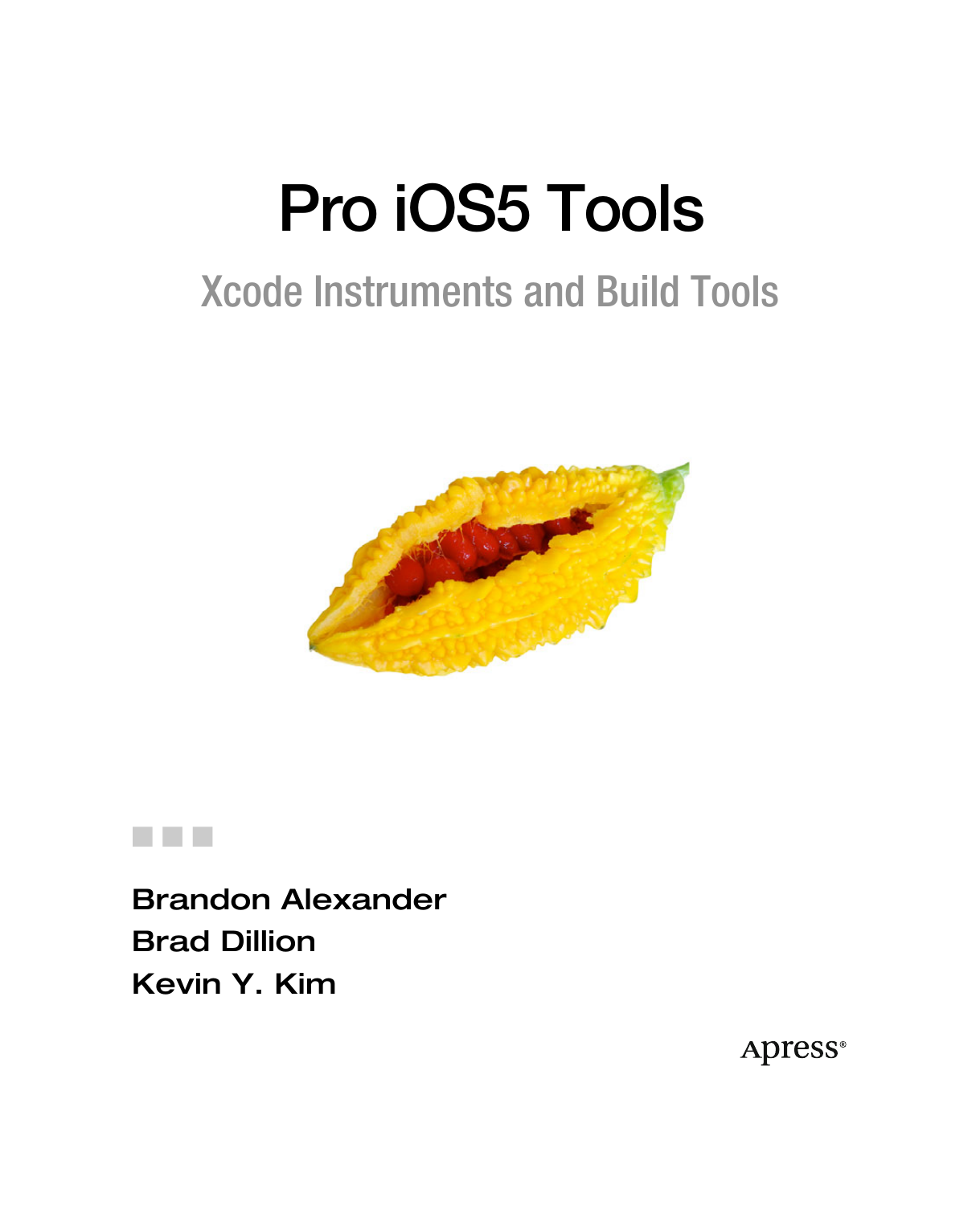# Pro iOS5 Tools

## Xcode Instruments and Build Tools

Brandon Alexander
Brad Dillion
Kevin Y. Kim

Apress®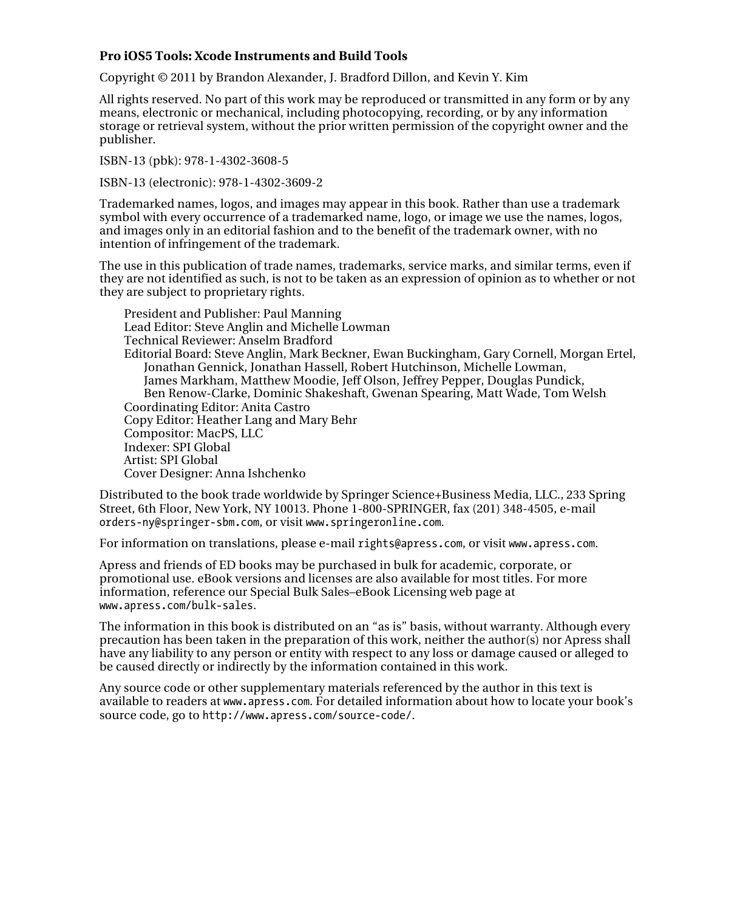**Pro iOS5 Tools: Xcode Instruments and Build Tools**

Copyright © 2011 by Brandon Alexander, J. Bradford Dillon, and Kevin Y. Kim

All rights reserved. No part of this work may be reproduced or transmitted in any form or by any means, electronic or mechanical, including photocopying, recording, or by any information storage or retrieval system, without the prior written permission of the copyright owner and the publisher.

ISBN-13 (pbk): 978-1-4302-3608-5

ISBN-13 (electronic): 978-1-4302-3609-2

Trademarked names, logos, and images may appear in this book. Rather than use a trademark symbol with every occurrence of a trademarked name, logo, or image we use the names, logos, and images only in an editorial fashion and to the benefit of the trademark owner, with no intention of infringement of the trademark.

The use in this publication of trade names, trademarks, service marks, and similar terms, even if they are not identified as such, is not to be taken as an expression of opinion as to whether or not they are subject to proprietary rights.

President and Publisher: Paul Manning
Lead Editor: Steve Anglin and Michelle Lowman
Technical Reviewer: Anselm Bradford
Editorial Board: Steve Anglin, Mark Beckner, Ewan Buckingham, Gary Cornell, Morgan Ertel, Jonathan Gennick, Jonathan Hassell, Robert Hutchinson, Michelle Lowman, James Markham, Matthew Moodie, Jeff Olson, Jeffrey Pepper, Douglas Pundick, Ben Renow-Clarke, Dominic Shakeshaft, Gwenan Spearing, Matt Wade, Tom Welsh
Coordinating Editor: Anita Castro
Copy Editor: Heather Lang and Mary Behr
Compositor: MacPS, LLC
Indexer: SPI Global
Artist: SPI Global
Cover Designer: Anna Ishchenko

Distributed to the book trade worldwide by Springer Science+Business Media, LLC., 233 Spring Street, 6th Floor, New York, NY 10013. Phone 1-800-SPRINGER, fax (201) 348-4505, e-mail orders-ny@springer-sbm.com, or visit www.springeronline.com.

For information on translations, please e-mail rights@apress.com, or visit www.apress.com.

Apress and friends of ED books may be purchased in bulk for academic, corporate, or promotional use. eBook versions and licenses are also available for most titles. For more information, reference our Special Bulk Sales–eBook Licensing web page at www.apress.com/bulk-sales.

The information in this book is distributed on an “as is” basis, without warranty. Although every precaution has been taken in the preparation of this work, neither the author(s) nor Apress shall have any liability to any person or entity with respect to any loss or damage caused or alleged to be caused directly or indirectly by the information contained in this work.

Any source code or other supplementary materials referenced by the author in this text is available to readers at www.apress.com. For detailed information about how to locate your book’s source code, go to http://www.apress.com/source-code/.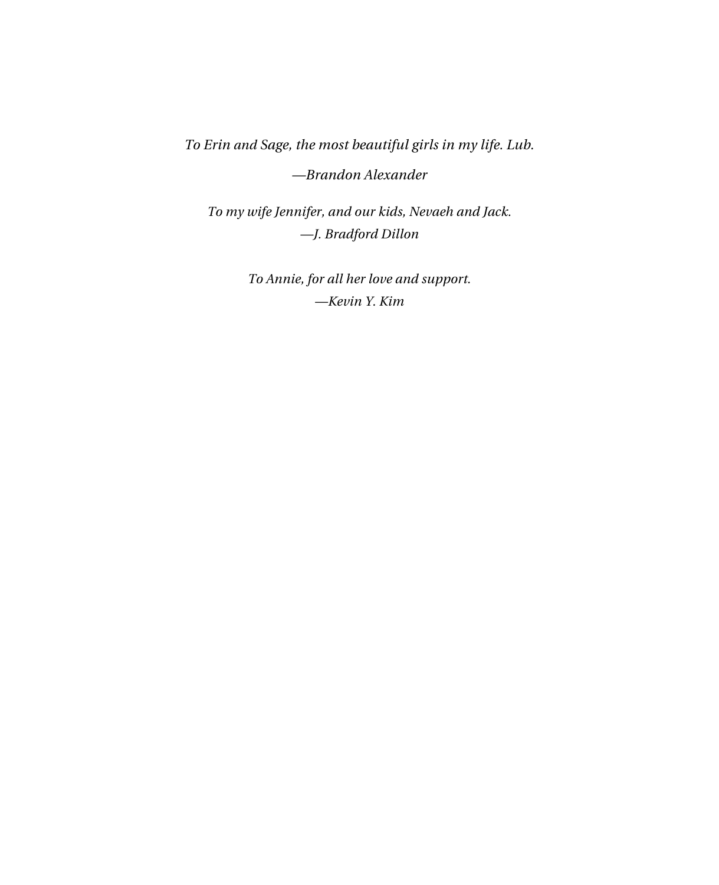*To Erin and Sage, the most beautiful girls in my life. Lub.*

*—Brandon Alexander*

*To my wife Jennifer, and our kids, Nevaeh and Jack.*
*—J. Bradford Dillon*

*To Annie, for all her love and support.*
*—Kevin Y. Kim*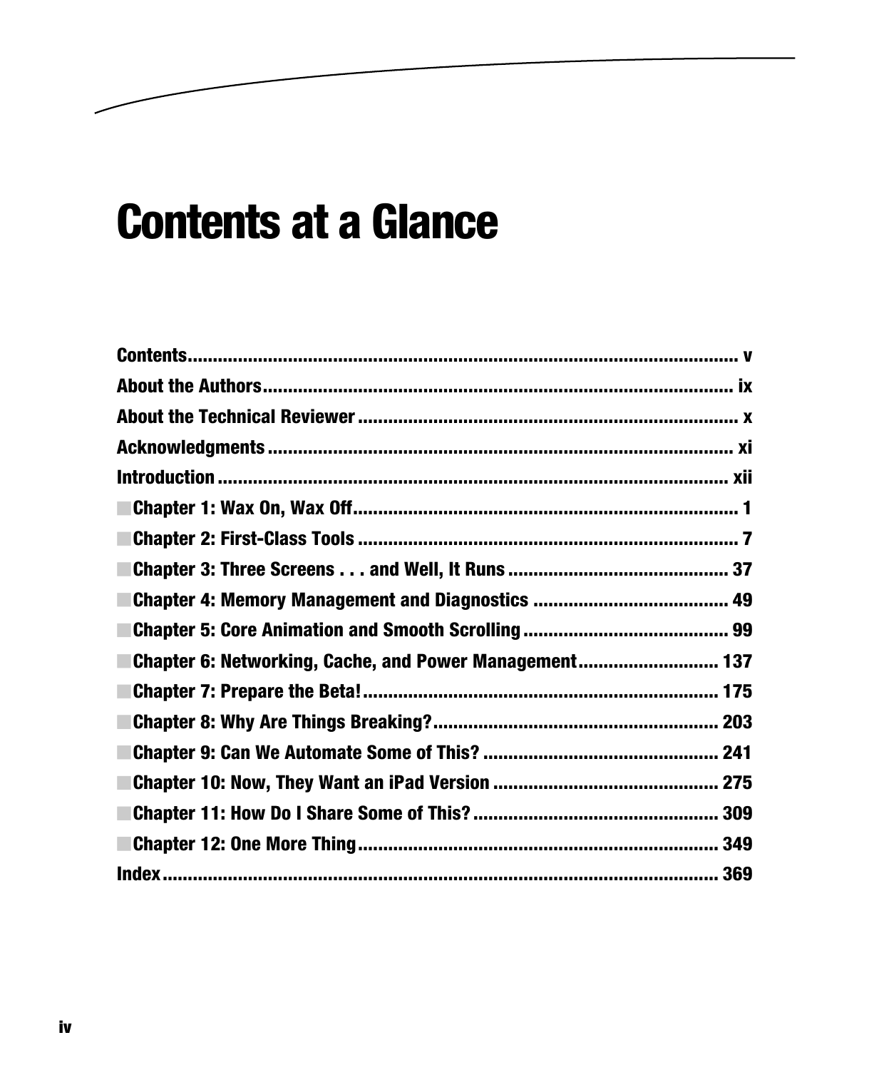# Contents at a Glance

**Contents** ..... v

**About the Authors** ..... ix

**About the Technical Reviewer** ..... x

**Acknowledgments** ..... xi

**Introduction** ..... xii

**Chapter 1: Wax On, Wax Off** ..... 1

**Chapter 2: First-Class Tools** ..... 7

**Chapter 3: Three Screens . . . and Well, It Runs** ..... 37

**Chapter 4: Memory Management and Diagnostics** ..... 49

**Chapter 5: Core Animation and Smooth Scrolling** ..... 99

**Chapter 6: Networking, Cache, and Power Management** ..... 137

**Chapter 7: Prepare the Beta!** ..... 175

**Chapter 8: Why Are Things Breaking?** ..... 203

**Chapter 9: Can We Automate Some of This?** ..... 241

**Chapter 10: Now, They Want an iPad Version** ..... 275

**Chapter 11: How Do I Share Some of This?** ..... 309

**Chapter 12: One More Thing** ..... 349

**Index** ..... 369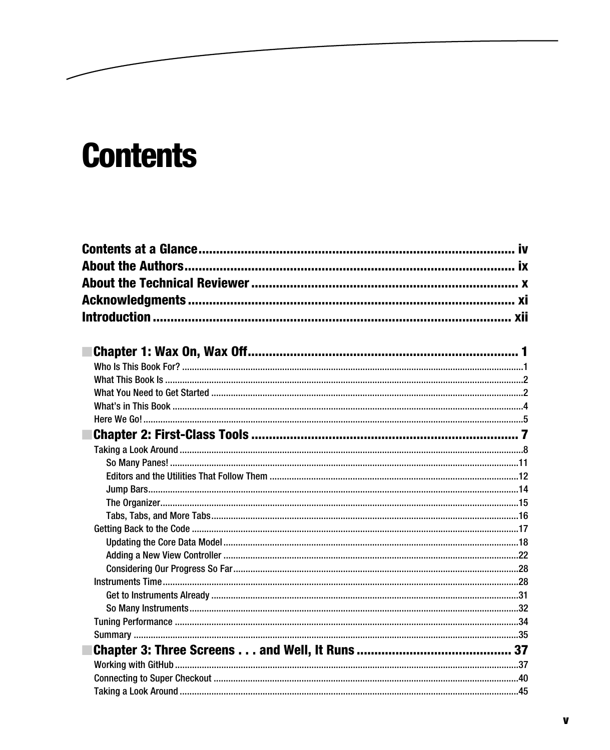# Contents

**Contents at a Glance** .......................................................................................... iv
**About the Authors** ............................................................................................. ix
**About the Technical Reviewer** ............................................................................. x
**Acknowledgments** ............................................................................................. xi
**Introduction** ..................................................................................................... xii

## ■ Chapter 1: Wax On, Wax Off ........................................................................... 1

- Who Is This Book For? ........................................................................................1
- What This Book Is ...............................................................................................2
- What You Need to Get Started ............................................................................2
- What's in This Book ............................................................................................4
- Here We Go! ........................................................................................................5

## ■ Chapter 2: First-Class Tools ............................................................................ 7

- Taking a Look Around ..........................................................................................8
  - So Many Panes! .............................................................................................11
  - Editors and the Utilities That Follow Them ....................................................12
  - Jump Bars.......................................................................................................14
  - The Organizer..................................................................................................15
  - Tabs, Tabs, and More Tabs..............................................................................16
- Getting Back to the Code ....................................................................................17
  - Updating the Core Data Model .......................................................................18
  - Adding a New View Controller .......................................................................22
  - Considering Our Progress So Far....................................................................28
- Instruments Time.................................................................................................28
  - Get to Instruments Already ............................................................................31
  - So Many Instruments......................................................................................32
- Tuning Performance ...........................................................................................34
- Summary ............................................................................................................35

## ■ Chapter 3: Three Screens . . . and Well, It Runs ............................................ 37

- Working with GitHub ..........................................................................................37
- Connecting to Super Checkout ...........................................................................40
- Taking a Look Around .........................................................................................45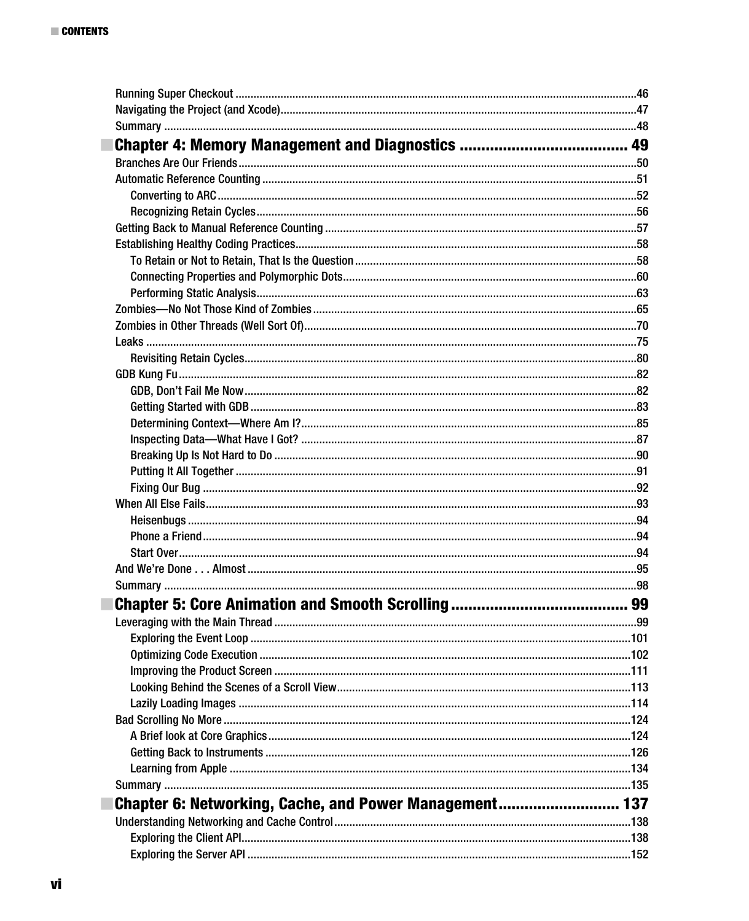Running Super Checkout ....................................................................................................................46
Navigating the Project (and Xcode)......................................................................................................47
Summary ............................................................................................................................................48

## Chapter 4: Memory Management and Diagnostics ...................................... 49

Branches Are Our Friends....................................................................................................................50
Automatic Reference Counting ............................................................................................................51
- Converting to ARC ...........................................................................................................................52
- Recognizing Retain Cycles ...............................................................................................................56

Getting Back to Manual Reference Counting .......................................................................................57
Establishing Healthy Coding Practices.................................................................................................58
- To Retain or Not to Retain, That Is the Question ..............................................................................58
- Connecting Properties and Polymorphic Dots..................................................................................60
- Performing Static Analysis................................................................................................................63

Zombies—No Not Those Kind of Zombies ............................................................................................65
Zombies in Other Threads (Well Sort Of)...............................................................................................70
Leaks ..................................................................................................................................................75
- Revisiting Retain Cycles...................................................................................................................80

GDB Kung Fu .......................................................................................................................................82
- GDB, Don't Fail Me Now...................................................................................................................82
- Getting Started with GDB .................................................................................................................83
- Determining Context—Where Am I?..................................................................................................85
- Inspecting Data—What Have I Got? .................................................................................................87
- Breaking Up Is Not Hard to Do .........................................................................................................90
- Putting It All Together ......................................................................................................................91
- Fixing Our Bug ................................................................................................................................92

When All Else Fails..............................................................................................................................93
- Heisenbugs ......................................................................................................................................94
- Phone a Friend.................................................................................................................................94
- Start Over.........................................................................................................................................94

And We're Done . . . Almost .................................................................................................................95
Summary ............................................................................................................................................98

## Chapter 5: Core Animation and Smooth Scrolling ........................................ 99

Leveraging with the Main Thread ........................................................................................................99
- Exploring the Event Loop ...............................................................................................................101
- Optimizing Code Execution ............................................................................................................102
- Improving the Product Screen ........................................................................................................111
- Looking Behind the Scenes of a Scroll View...................................................................................113
- Lazily Loading Images ...................................................................................................................114

Bad Scrolling No More .......................................................................................................................124
- A Brief look at Core Graphics .........................................................................................................124
- Getting Back to Instruments ..........................................................................................................126
- Learning from Apple ......................................................................................................................134

Summary ..........................................................................................................................................135

## Chapter 6: Networking, Cache, and Power Management........................... 137

Understanding Networking and Cache Control...................................................................................138
- Exploring the Client API..................................................................................................................138
- Exploring the Server API ................................................................................................................152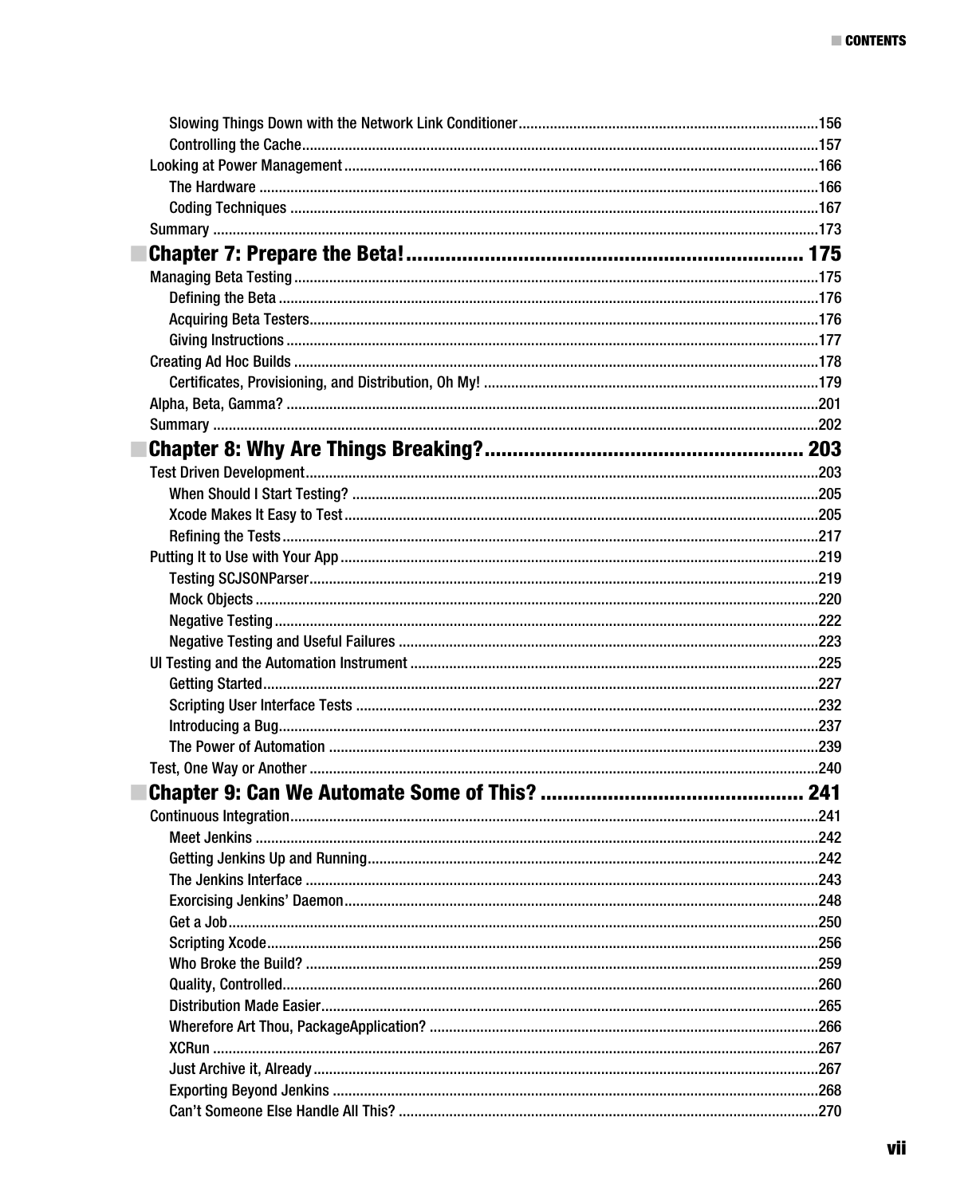Slowing Things Down with the Network Link Conditioner ....156
Controlling the Cache ....157
Looking at Power Management ....166
The Hardware ....166
Coding Techniques ....167
Summary ....173

## Chapter 7: Prepare the Beta! .... 175

Managing Beta Testing ....175
Defining the Beta ....176
Acquiring Beta Testers ....176
Giving Instructions ....177
Creating Ad Hoc Builds ....178
Certificates, Provisioning, and Distribution, Oh My! ....179
Alpha, Beta, Gamma? ....201
Summary ....202

## Chapter 8: Why Are Things Breaking? .... 203

Test Driven Development ....203
When Should I Start Testing? ....205
Xcode Makes It Easy to Test ....205
Refining the Tests ....217
Putting It to Use with Your App ....219
Testing SCJSONParser ....219
Mock Objects ....220
Negative Testing ....222
Negative Testing and Useful Failures ....223
UI Testing and the Automation Instrument ....225
Getting Started ....227
Scripting User Interface Tests ....232
Introducing a Bug ....237
The Power of Automation ....239
Test, One Way or Another ....240

## Chapter 9: Can We Automate Some of This? .... 241

Continuous Integration ....241
Meet Jenkins ....242
Getting Jenkins Up and Running ....242
The Jenkins Interface ....243
Exorcising Jenkins' Daemon ....248
Get a Job ....250
Scripting Xcode ....256
Who Broke the Build? ....259
Quality, Controlled ....260
Distribution Made Easier ....265
Wherefore Art Thou, PackageApplication? ....266
XCRun ....267
Just Archive it, Already ....267
Exporting Beyond Jenkins ....268
Can't Someone Else Handle All This? ....270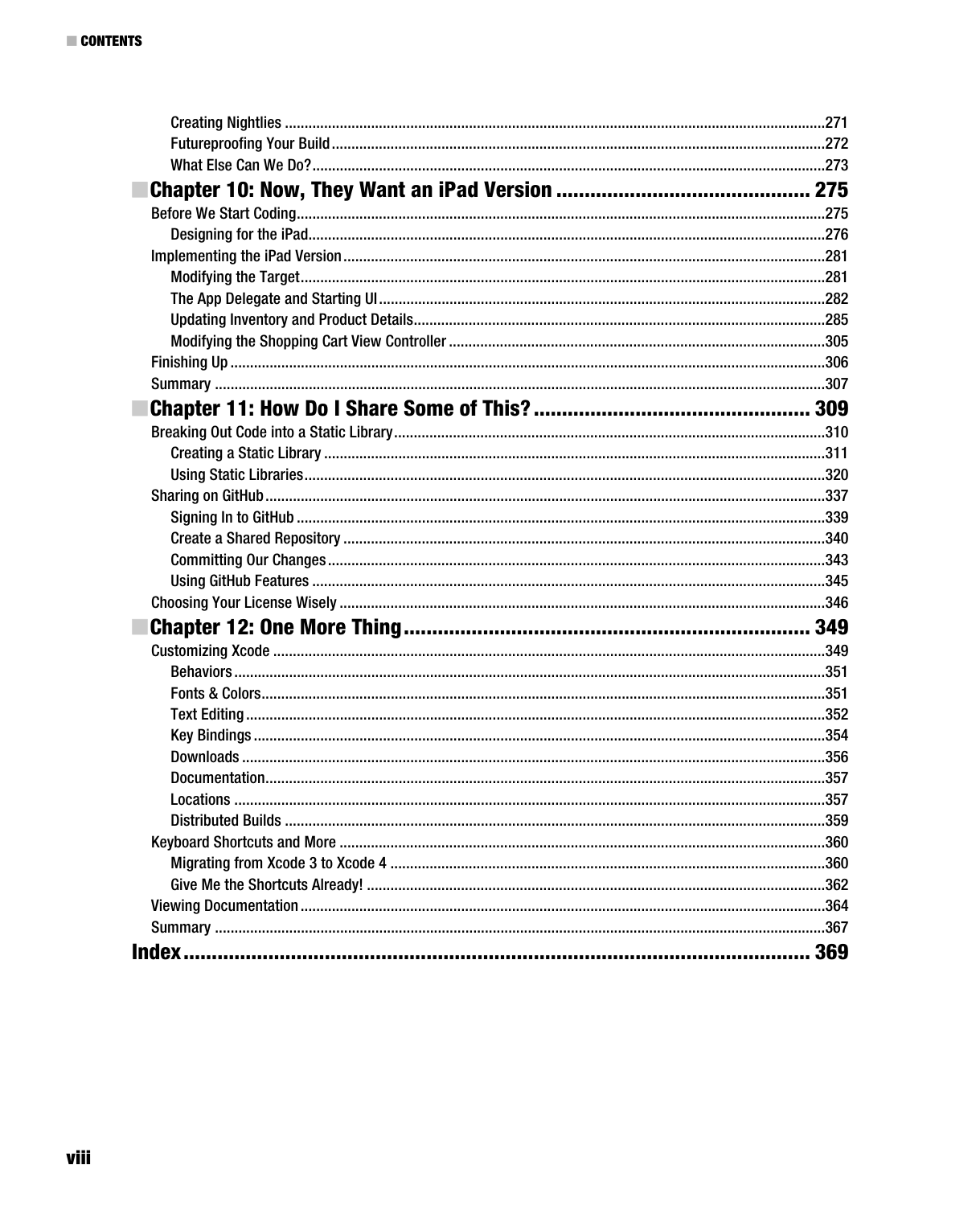Creating Nightlies ....................................................271
Futureproofing Your Build ....................................................272
What Else Can We Do? ....................................................273

## Chapter 10: Now, They Want an iPad Version .................... 275

Before We Start Coding ....................................................275
Designing for the iPad ....................................................276
Implementing the iPad Version ....................................................281
Modifying the Target ....................................................281
The App Delegate and Starting UI ....................................................282
Updating Inventory and Product Details ....................................................285
Modifying the Shopping Cart View Controller ....................................................305
Finishing Up ....................................................306
Summary ....................................................307

## Chapter 11: How Do I Share Some of This? .................... 309

Breaking Out Code into a Static Library ....................................................310
Creating a Static Library ....................................................311
Using Static Libraries ....................................................320
Sharing on GitHub ....................................................337
Signing In to GitHub ....................................................339
Create a Shared Repository ....................................................340
Committing Our Changes ....................................................343
Using GitHub Features ....................................................345
Choosing Your License Wisely ....................................................346

## Chapter 12: One More Thing .................... 349

Customizing Xcode ....................................................349
Behaviors ....................................................351
Fonts & Colors ....................................................351
Text Editing ....................................................352
Key Bindings ....................................................354
Downloads ....................................................356
Documentation ....................................................357
Locations ....................................................357
Distributed Builds ....................................................359
Keyboard Shortcuts and More ....................................................360
Migrating from Xcode 3 to Xcode 4 ....................................................360
Give Me the Shortcuts Already! ....................................................362
Viewing Documentation ....................................................364
Summary ....................................................367

## Index .................... 369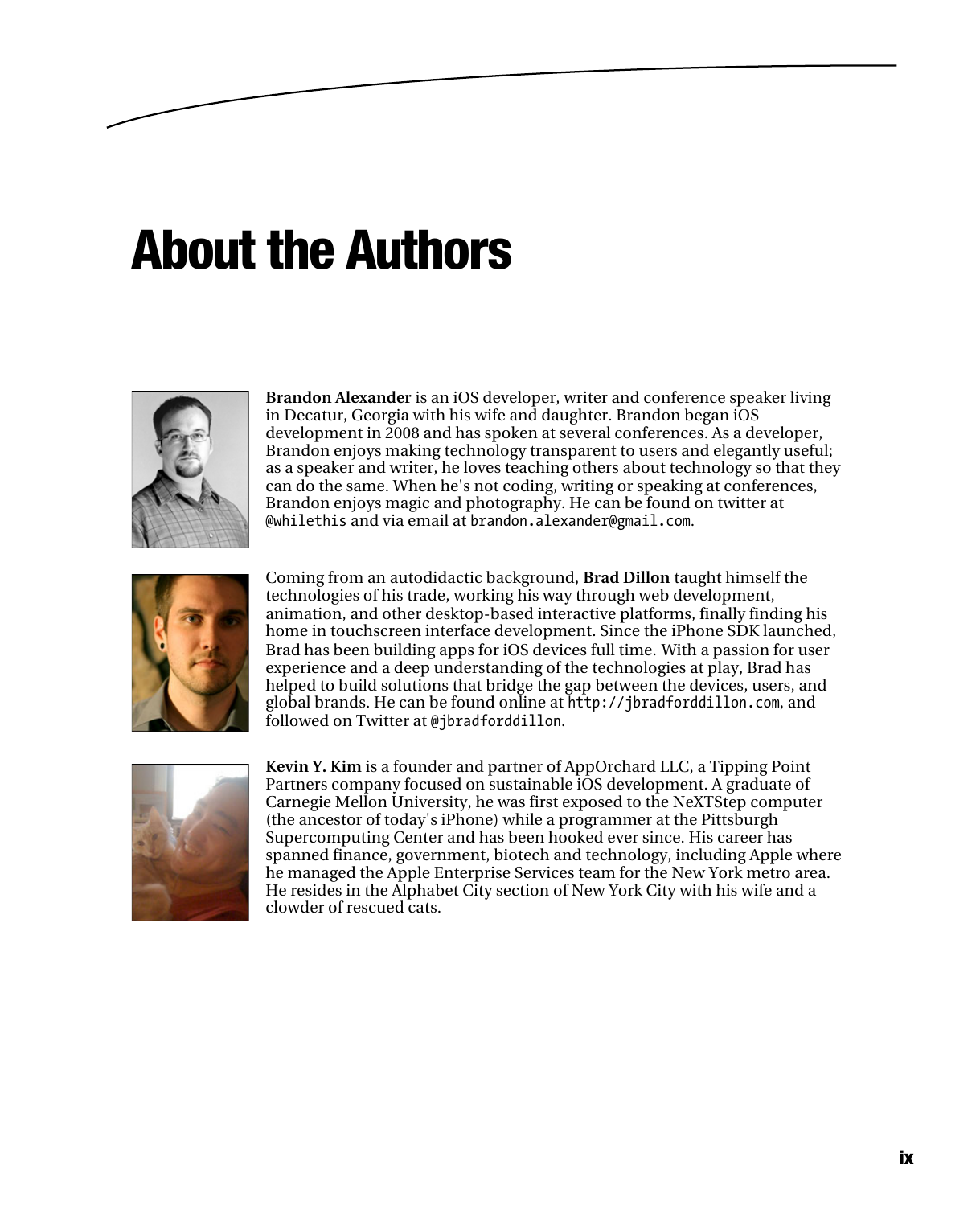# About the Authors

**Brandon Alexander** is an iOS developer, writer and conference speaker living in Decatur, Georgia with his wife and daughter. Brandon began iOS development in 2008 and has spoken at several conferences. As a developer, Brandon enjoys making technology transparent to users and elegantly useful; as a speaker and writer, he loves teaching others about technology so that they can do the same. When he's not coding, writing or speaking at conferences, Brandon enjoys magic and photography. He can be found on twitter at `@whilethis` and via email at `brandon.alexander@gmail.com`.

Coming from an autodidactic background, **Brad Dillon** taught himself the technologies of his trade, working his way through web development, animation, and other desktop-based interactive platforms, finally finding his home in touchscreen interface development. Since the iPhone SDK launched, Brad has been building apps for iOS devices full time. With a passion for user experience and a deep understanding of the technologies at play, Brad has helped to build solutions that bridge the gap between the devices, users, and global brands. He can be found online at `http://jbradforddillon.com`, and followed on Twitter at `@jbradforddillon`.

**Kevin Y. Kim** is a founder and partner of AppOrchard LLC, a Tipping Point Partners company focused on sustainable iOS development. A graduate of Carnegie Mellon University, he was first exposed to the NeXTStep computer (the ancestor of today's iPhone) while a programmer at the Pittsburgh Supercomputing Center and has been hooked ever since. His career has spanned finance, government, biotech and technology, including Apple where he managed the Apple Enterprise Services team for the New York metro area. He resides in the Alphabet City section of New York City with his wife and a clowder of rescued cats.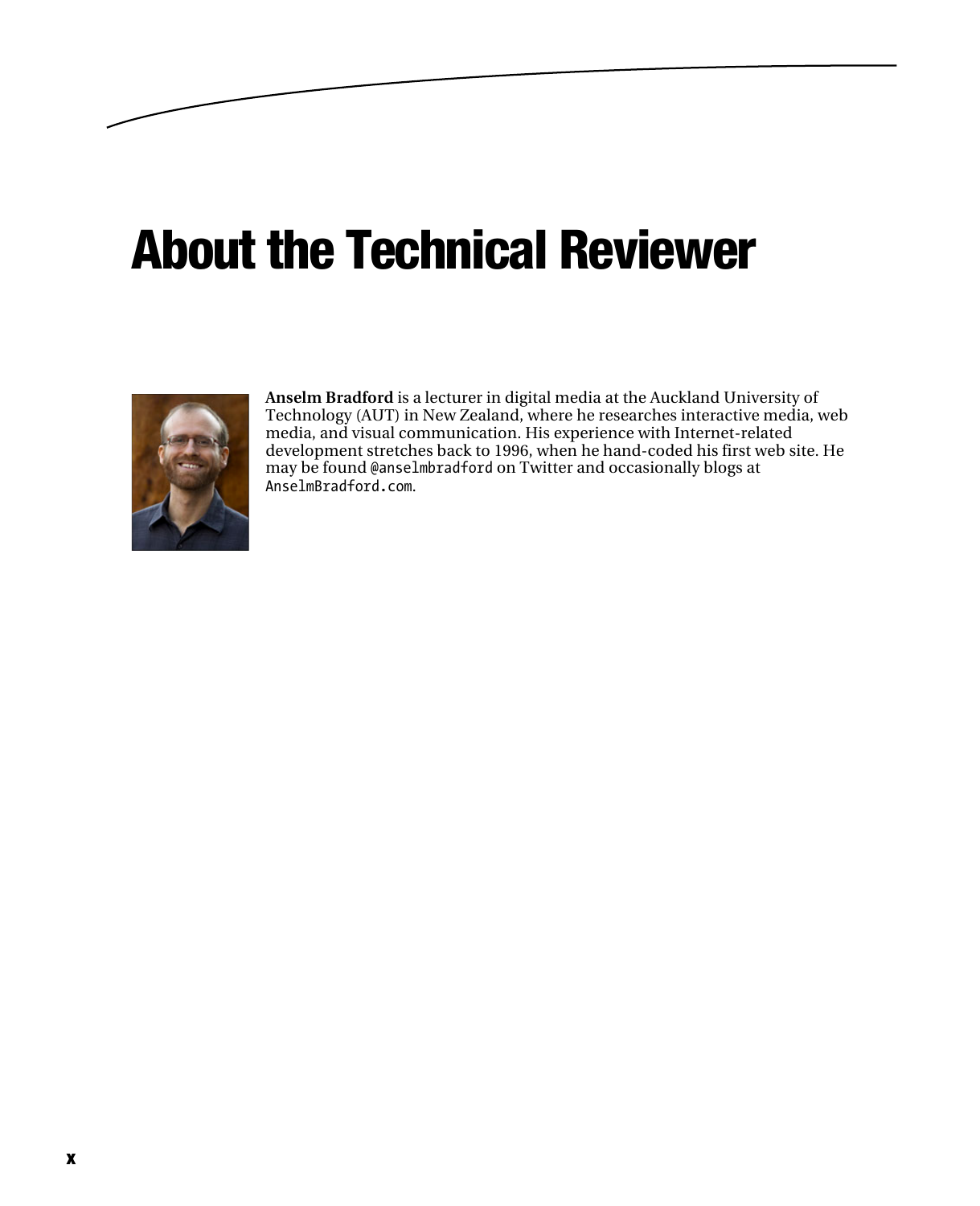# About the Technical Reviewer

**Anselm Bradford** is a lecturer in digital media at the Auckland University of Technology (AUT) in New Zealand, where he researches interactive media, web media, and visual communication. His experience with Internet-related development stretches back to 1996, when he hand-coded his first web site. He may be found `@anselmbradford` on Twitter and occasionally blogs at `AnselmBradford.com`.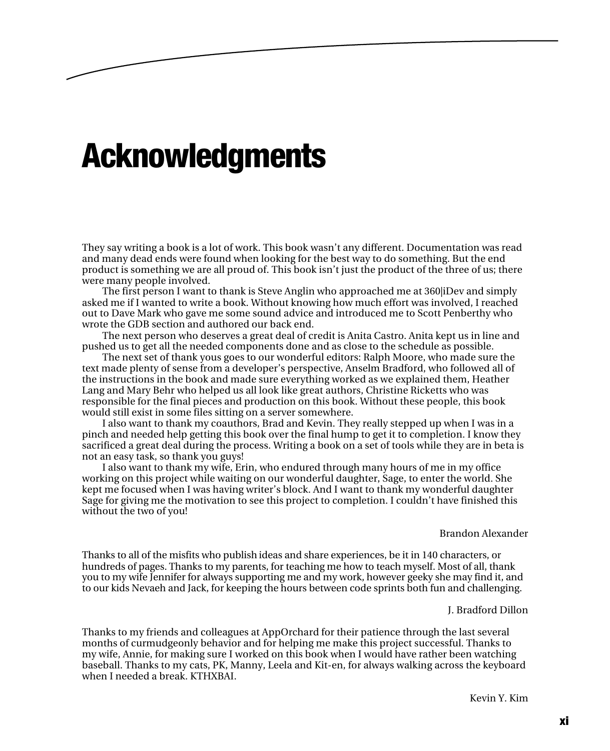# Acknowledgments

They say writing a book is a lot of work. This book wasn't any different. Documentation was read and many dead ends were found when looking for the best way to do something. But the end product is something we are all proud of. This book isn't just the product of the three of us; there were many people involved.

The first person I want to thank is Steve Anglin who approached me at 360|iDev and simply asked me if I wanted to write a book. Without knowing how much effort was involved, I reached out to Dave Mark who gave me some sound advice and introduced me to Scott Penberthy who wrote the GDB section and authored our back end.

The next person who deserves a great deal of credit is Anita Castro. Anita kept us in line and pushed us to get all the needed components done and as close to the schedule as possible.

The next set of thank yous goes to our wonderful editors: Ralph Moore, who made sure the text made plenty of sense from a developer's perspective, Anselm Bradford, who followed all of the instructions in the book and made sure everything worked as we explained them, Heather Lang and Mary Behr who helped us all look like great authors, Christine Ricketts who was responsible for the final pieces and production on this book. Without these people, this book would still exist in some files sitting on a server somewhere.

I also want to thank my coauthors, Brad and Kevin. They really stepped up when I was in a pinch and needed help getting this book over the final hump to get it to completion. I know they sacrificed a great deal during the process. Writing a book on a set of tools while they are in beta is not an easy task, so thank you guys!

I also want to thank my wife, Erin, who endured through many hours of me in my office working on this project while waiting on our wonderful daughter, Sage, to enter the world. She kept me focused when I was having writer's block. And I want to thank my wonderful daughter Sage for giving me the motivation to see this project to completion. I couldn't have finished this without the two of you!

Brandon Alexander

Thanks to all of the misfits who publish ideas and share experiences, be it in 140 characters, or hundreds of pages. Thanks to my parents, for teaching me how to teach myself. Most of all, thank you to my wife Jennifer for always supporting me and my work, however geeky she may find it, and to our kids Nevaeh and Jack, for keeping the hours between code sprints both fun and challenging.

J. Bradford Dillon

Thanks to my friends and colleagues at AppOrchard for their patience through the last several months of curmudgeonly behavior and for helping me make this project successful. Thanks to my wife, Annie, for making sure I worked on this book when I would have rather been watching baseball. Thanks to my cats, PK, Manny, Leela and Kit-en, for always walking across the keyboard when I needed a break. KTHXBAI.

Kevin Y. Kim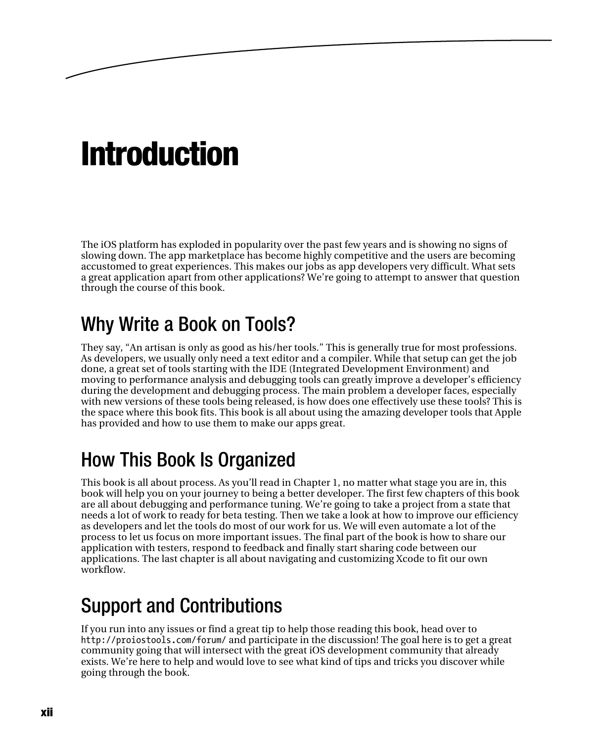# Introduction

The iOS platform has exploded in popularity over the past few years and is showing no signs of slowing down. The app marketplace has become highly competitive and the users are becoming accustomed to great experiences. This makes our jobs as app developers very difficult. What sets a great application apart from other applications? We're going to attempt to answer that question through the course of this book.

## Why Write a Book on Tools?

They say, "An artisan is only as good as his/her tools." This is generally true for most professions. As developers, we usually only need a text editor and a compiler. While that setup can get the job done, a great set of tools starting with the IDE (Integrated Development Environment) and moving to performance analysis and debugging tools can greatly improve a developer's efficiency during the development and debugging process. The main problem a developer faces, especially with new versions of these tools being released, is how does one effectively use these tools? This is the space where this book fits. This book is all about using the amazing developer tools that Apple has provided and how to use them to make our apps great.

## How This Book Is Organized

This book is all about process. As you'll read in Chapter 1, no matter what stage you are in, this book will help you on your journey to being a better developer. The first few chapters of this book are all about debugging and performance tuning. We're going to take a project from a state that needs a lot of work to ready for beta testing. Then we take a look at how to improve our efficiency as developers and let the tools do most of our work for us. We will even automate a lot of the process to let us focus on more important issues. The final part of the book is how to share our application with testers, respond to feedback and finally start sharing code between our applications. The last chapter is all about navigating and customizing Xcode to fit our own workflow.

## Support and Contributions

If you run into any issues or find a great tip to help those reading this book, head over to `http://proiostools.com/forum/` and participate in the discussion! The goal here is to get a great community going that will intersect with the great iOS development community that already exists. We're here to help and would love to see what kind of tips and tricks you discover while going through the book.